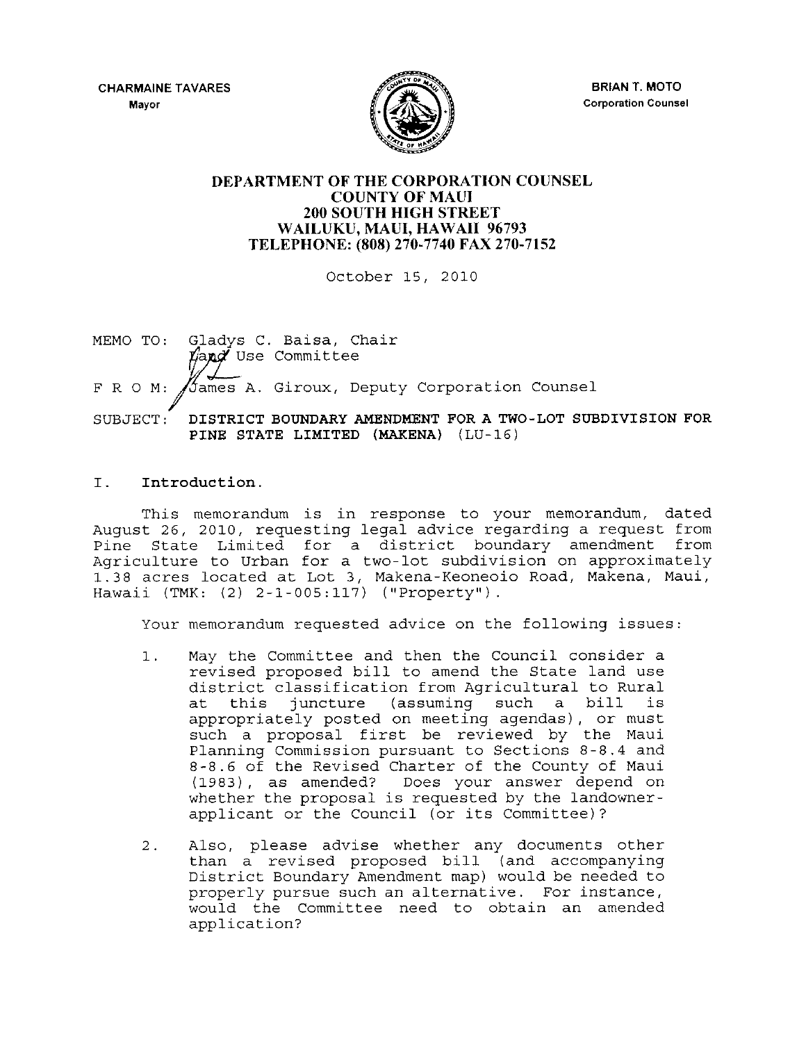CHARMAINE TAVARES
Mayor

BRIAN T. MOTO
Corporation Counsel

# DEPARTMENT OF THE CORPORATION COUNSEL
## COUNTY OF MAUI
## 200 SOUTH HIGH STREET
## WAILUKU, MAUI, HAWAII 96793
## TELEPHONE: (808) 270-7740 FAX 270-7152

October 15, 2010

MEMO TO: Gladys C. Baisa, Chair
Land Use Committee

F R O M: James A. Giroux, Deputy Corporation Counsel

SUBJECT: **DISTRICT BOUNDARY AMENDMENT FOR A TWO-LOT SUBDIVISION FOR PINE STATE LIMITED (MAKENA)** (LU-16)

## I. Introduction.

This memorandum is in response to your memorandum, dated August 26, 2010, requesting legal advice regarding a request from Pine State Limited for a district boundary amendment from Agriculture to Urban for a two-lot subdivision on approximately 1.38 acres located at Lot 3, Makena-Keoneoio Road, Makena, Maui, Hawaii (TMK: (2) 2-1-005:117) ("Property").

Your memorandum requested advice on the following issues:

1. May the Committee and then the Council consider a revised proposed bill to amend the State land use district classification from Agricultural to Rural at this juncture (assuming such a bill is appropriately posted on meeting agendas), or must such a proposal first be reviewed by the Maui Planning Commission pursuant to Sections 8-8.4 and 8-8.6 of the Revised Charter of the County of Maui (1983), as amended? Does your answer depend on whether the proposal is requested by the landowner-applicant or the Council (or its Committee)?

2. Also, please advise whether any documents other than a revised proposed bill (and accompanying District Boundary Amendment map) would be needed to properly pursue such an alternative. For instance, would the Committee need to obtain an amended application?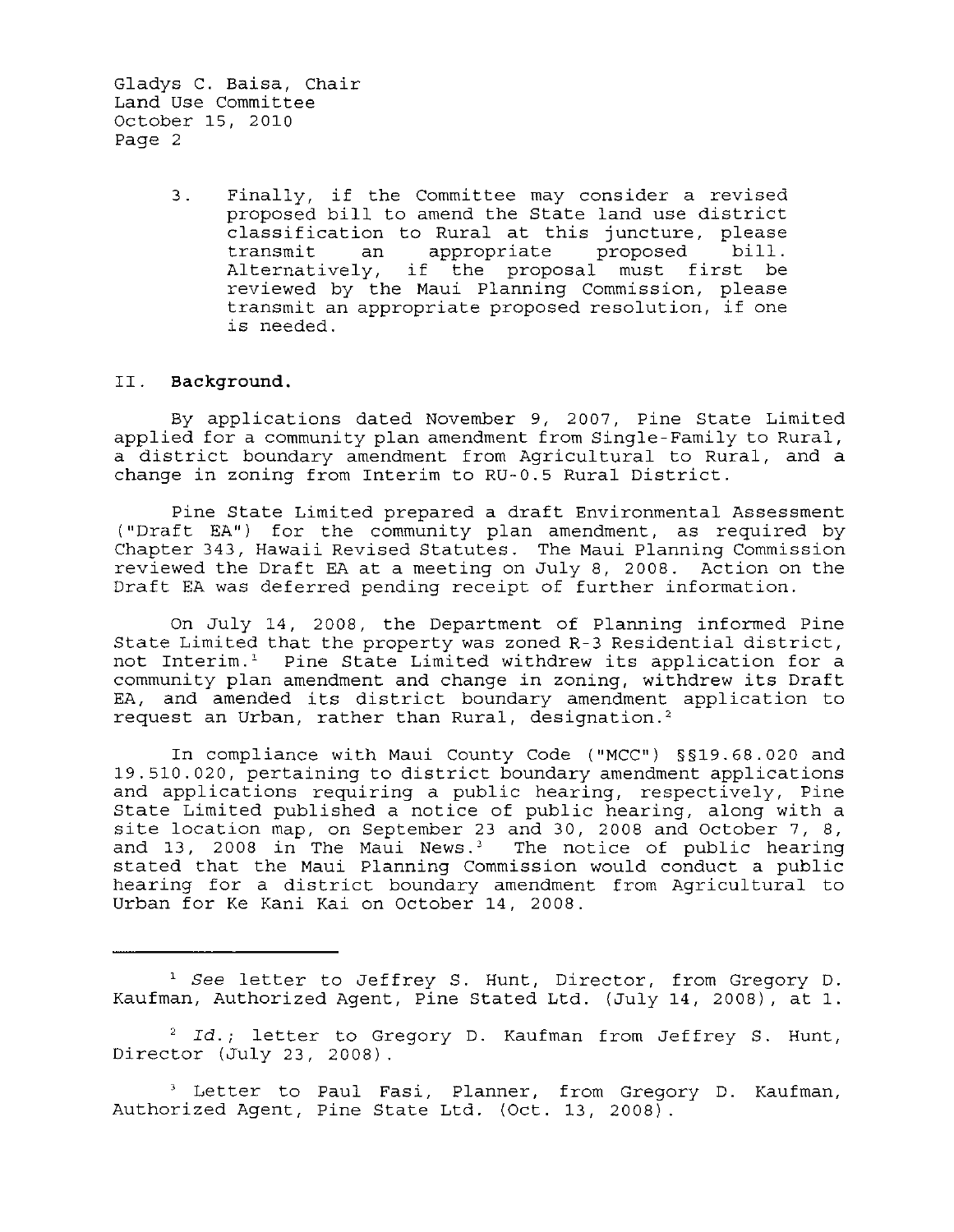3. Finally, if the Committee may consider a revised proposed bill to amend the State land use district classification to Rural at this juncture, please transmit an appropriate proposed bill. Alternatively, if the proposal must first be reviewed by the Maui Planning Commission, please transmit an appropriate proposed resolution, if one is needed.

## II. **Background.**

By applications dated November 9, 2007, Pine State Limited applied for a community plan amendment from Single-Family to Rural, a district boundary amendment from Agricultural to Rural, and a change in zoning from Interim to RU-0.5 Rural District.

Pine State Limited prepared a draft Environmental Assessment ("Draft EA") for the community plan amendment, as required by Chapter 343, Hawaii Revised Statutes. The Maui Planning Commission reviewed the Draft EA at a meeting on July 8, 2008. Action on the Draft EA was deferred pending receipt of further information.

On July 14, 2008, the Department of Planning informed Pine State Limited that the property was zoned R-3 Residential district, not Interim.[1] Pine State Limited withdrew its application for a community plan amendment and change in zoning, withdrew its Draft EA, and amended its district boundary amendment application to request an Urban, rather than Rural, designation.[2]

In compliance with Maui County Code ("MCC") §§19.68.020 and 19.510.020, pertaining to district boundary amendment applications and applications requiring a public hearing, respectively, Pine State Limited published a notice of public hearing, along with a site location map, on September 23 and 30, 2008 and October 7, 8, and 13, 2008 in The Maui News.[3] The notice of public hearing stated that the Maui Planning Commission would conduct a public hearing for a district boundary amendment from Agricultural to Urban for Ke Kani Kai on October 14, 2008.

---

[1] *See* letter to Jeffrey S. Hunt, Director, from Gregory D. Kaufman, Authorized Agent, Pine Stated Ltd. (July 14, 2008), at 1.

[2] *Id.*; letter to Gregory D. Kaufman from Jeffrey S. Hunt, Director (July 23, 2008).

[3] Letter to Paul Fasi, Planner, from Gregory D. Kaufman, Authorized Agent, Pine State Ltd. (Oct. 13, 2008).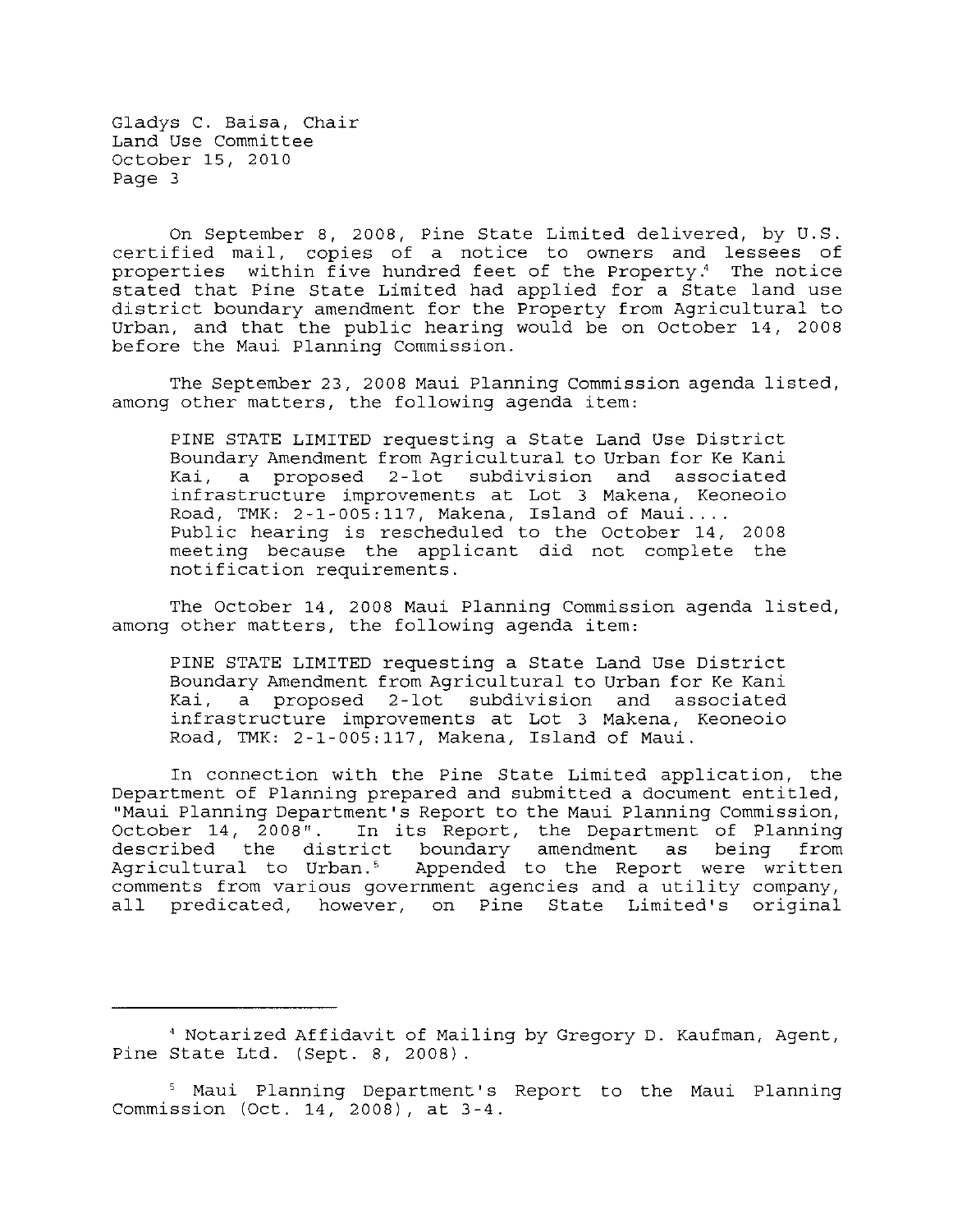On September 8, 2008, Pine State Limited delivered, by U.S. certified mail, copies of a notice to owners and lessees of properties within five hundred feet of the Property.[4] The notice stated that Pine State Limited had applied for a State land use district boundary amendment for the Property from Agricultural to Urban, and that the public hearing would be on October 14, 2008 before the Maui Planning Commission.

The September 23, 2008 Maui Planning Commission agenda listed, among other matters, the following agenda item:

> PINE STATE LIMITED requesting a State Land Use District Boundary Amendment from Agricultural to Urban for Ke Kani Kai, a proposed 2-lot subdivision and associated infrastructure improvements at Lot 3 Makena, Keoneoio Road, TMK: 2-1-005:117, Makena, Island of Maui.... Public hearing is rescheduled to the October 14, 2008 meeting because the applicant did not complete the notification requirements.

The October 14, 2008 Maui Planning Commission agenda listed, among other matters, the following agenda item:

> PINE STATE LIMITED requesting a State Land Use District Boundary Amendment from Agricultural to Urban for Ke Kani Kai, a proposed 2-lot subdivision and associated infrastructure improvements at Lot 3 Makena, Keoneoio Road, TMK: 2-1-005:117, Makena, Island of Maui.

In connection with the Pine State Limited application, the Department of Planning prepared and submitted a document entitled, "Maui Planning Department's Report to the Maui Planning Commission, October 14, 2008". In its Report, the Department of Planning described the district boundary amendment as being from Agricultural to Urban.[5] Appended to the Report were written comments from various government agencies and a utility company, all predicated, however, on Pine State Limited's original

---

[4] Notarized Affidavit of Mailing by Gregory D. Kaufman, Agent, Pine State Ltd. (Sept. 8, 2008).

[5] Maui Planning Department's Report to the Maui Planning Commission (Oct. 14, 2008), at 3-4.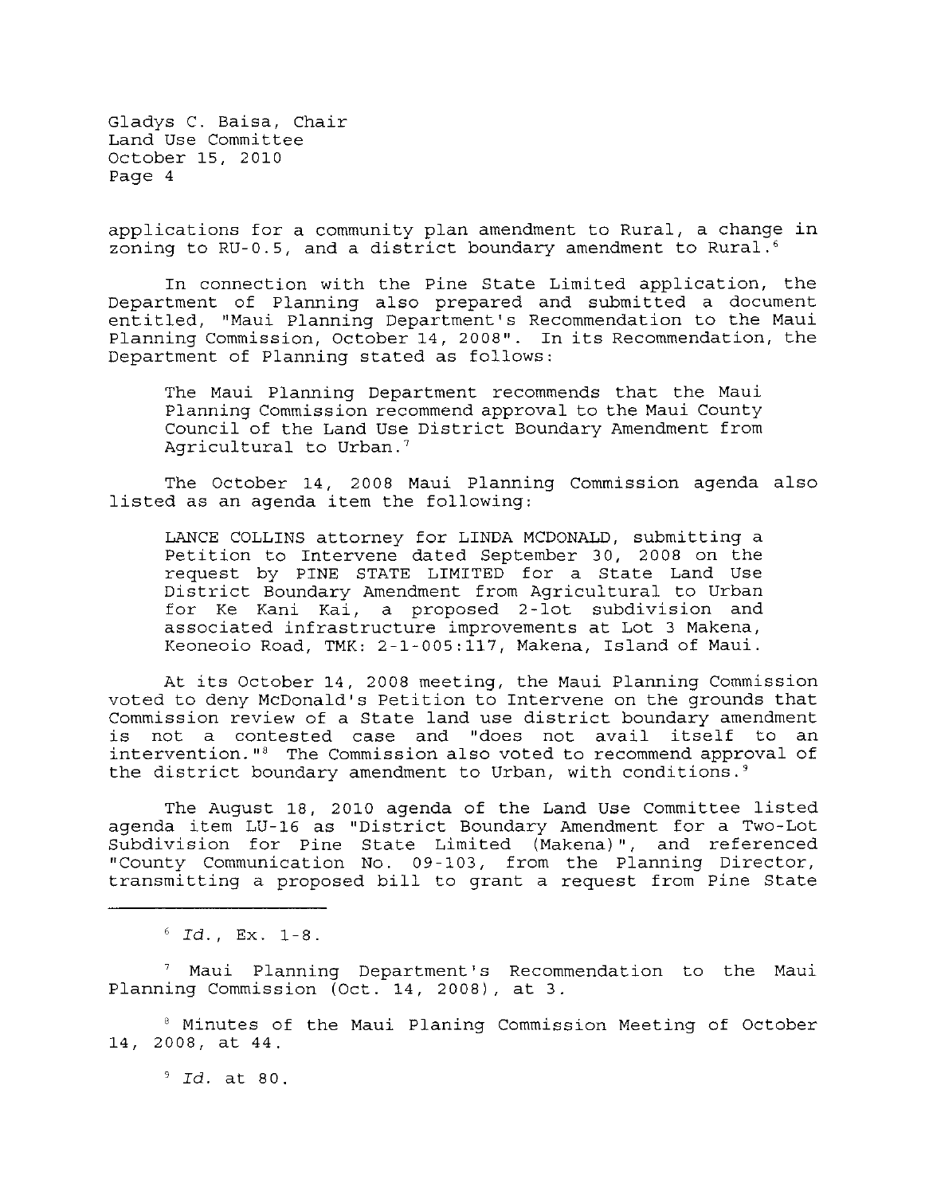applications for a community plan amendment to Rural, a change in zoning to RU-0.5, and a district boundary amendment to Rural.[6]

In connection with the Pine State Limited application, the Department of Planning also prepared and submitted a document entitled, "Maui Planning Department's Recommendation to the Maui Planning Commission, October 14, 2008". In its Recommendation, the Department of Planning stated as follows:

> The Maui Planning Department recommends that the Maui Planning Commission recommend approval to the Maui County Council of the Land Use District Boundary Amendment from Agricultural to Urban.[7]

The October 14, 2008 Maui Planning Commission agenda also listed as an agenda item the following:

> LANCE COLLINS attorney for LINDA MCDONALD, submitting a Petition to Intervene dated September 30, 2008 on the request by PINE STATE LIMITED for a State Land Use District Boundary Amendment from Agricultural to Urban for Ke Kani Kai, a proposed 2-lot subdivision and associated infrastructure improvements at Lot 3 Makena, Keoneoio Road, TMK: 2-1-005:117, Makena, Island of Maui.

At its October 14, 2008 meeting, the Maui Planning Commission voted to deny McDonald's Petition to Intervene on the grounds that Commission review of a State land use district boundary amendment is not a contested case and "does not avail itself to an intervention."[8] The Commission also voted to recommend approval of the district boundary amendment to Urban, with conditions.[9]

The August 18, 2010 agenda of the Land Use Committee listed agenda item LU-16 as "District Boundary Amendment for a Two-Lot Subdivision for Pine State Limited (Makena)", and referenced "County Communication No. 09-103, from the Planning Director, transmitting a proposed bill to grant a request from Pine State

---

[6] *Id.*, Ex. 1-8.

[7] Maui Planning Department's Recommendation to the Maui Planning Commission (Oct. 14, 2008), at 3.

[8] Minutes of the Maui Planing Commission Meeting of October 14, 2008, at 44.

[9] *Id.* at 80.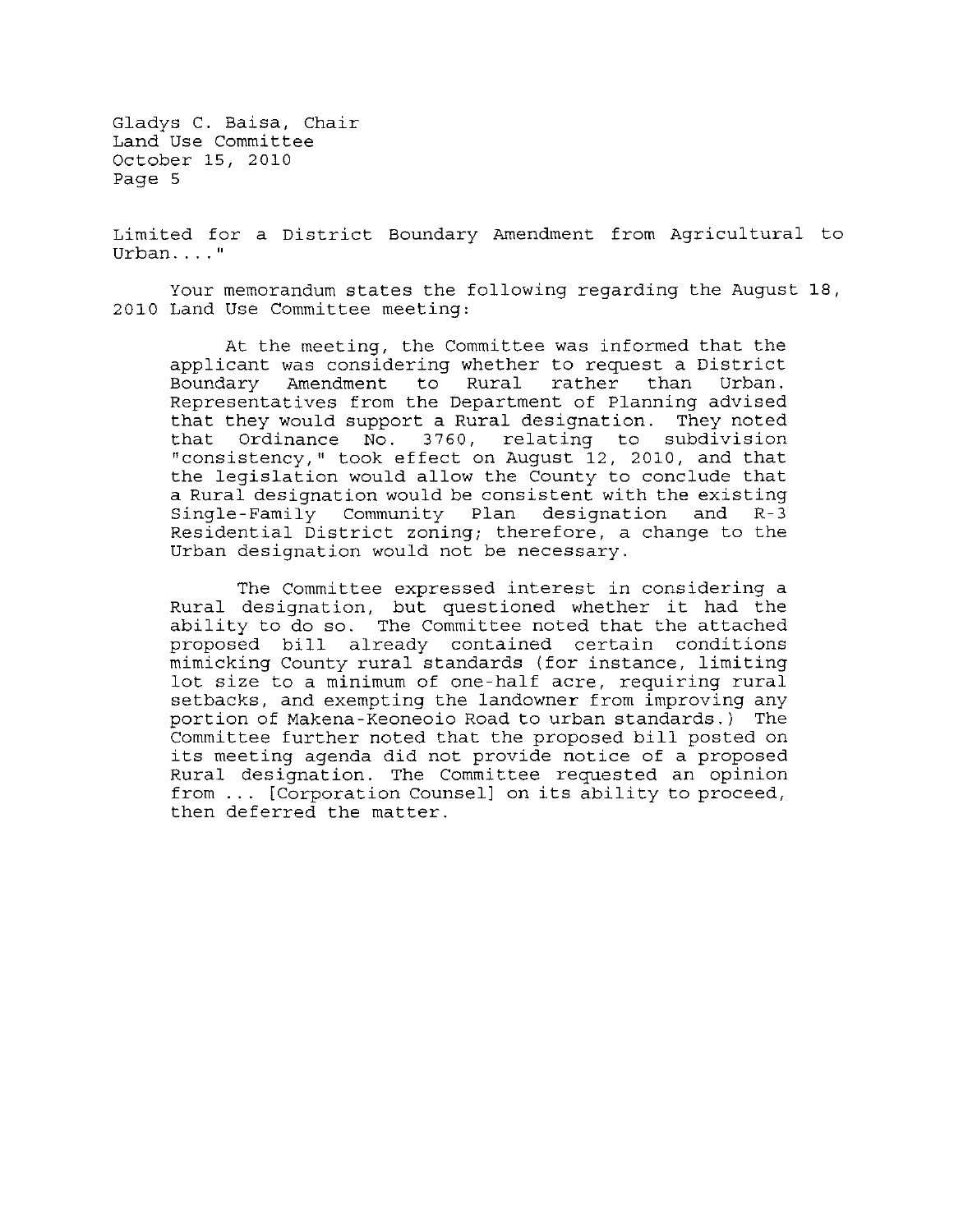Limited for a District Boundary Amendment from Agricultural to Urban...."

Your memorandum states the following regarding the August 18, 2010 Land Use Committee meeting:

> At the meeting, the Committee was informed that the applicant was considering whether to request a District Boundary Amendment to Rural rather than Urban. Representatives from the Department of Planning advised that they would support a Rural designation. They noted that Ordinance No. 3760, relating to subdivision "consistency," took effect on August 12, 2010, and that the legislation would allow the County to conclude that a Rural designation would be consistent with the existing Single-Family Community Plan designation and R-3 Residential District zoning; therefore, a change to the Urban designation would not be necessary.
>
> The Committee expressed interest in considering a Rural designation, but questioned whether it had the ability to do so. The Committee noted that the attached proposed bill already contained certain conditions mimicking County rural standards (for instance, limiting lot size to a minimum of one-half acre, requiring rural setbacks, and exempting the landowner from improving any portion of Makena-Keoneoio Road to urban standards.) The Committee further noted that the proposed bill posted on its meeting agenda did not provide notice of a proposed Rural designation. The Committee requested an opinion from ... [Corporation Counsel] on its ability to proceed, then deferred the matter.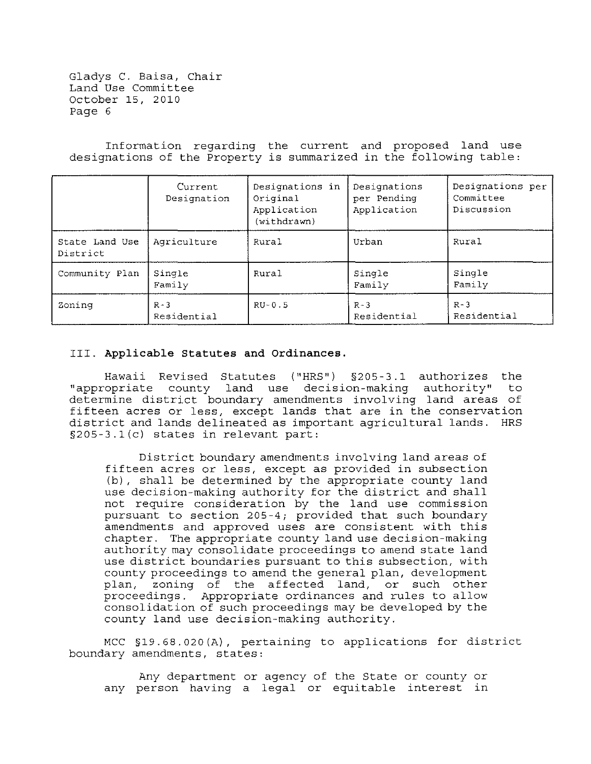Information regarding the current and proposed land use designations of the Property is summarized in the following table:

| | Current Designation | Designations in Original Application (withdrawn) | Designations per Pending Application | Designations per Committee Discussion |
|---|---|---|---|---|
| State Land Use District | Agriculture | Rural | Urban | Rural |
| Community Plan | Single Family | Rural | Single Family | Single Family |
| Zoning | R-3 Residential | RU-0.5 | R-3 Residential | R-3 Residential |

## III. **Applicable Statutes and Ordinances.**

Hawaii Revised Statutes ("HRS") §205-3.1 authorizes the "appropriate county land use decision-making authority" to determine district boundary amendments involving land areas of fifteen acres or less, except lands that are in the conservation district and lands delineated as important agricultural lands. HRS §205-3.1(c) states in relevant part:

> District boundary amendments involving land areas of fifteen acres or less, except as provided in subsection (b), shall be determined by the appropriate county land use decision-making authority for the district and shall not require consideration by the land use commission pursuant to section 205-4; provided that such boundary amendments and approved uses are consistent with this chapter. The appropriate county land use decision-making authority may consolidate proceedings to amend state land use district boundaries pursuant to this subsection, with county proceedings to amend the general plan, development plan, zoning of the affected land, or such other proceedings. Appropriate ordinances and rules to allow consolidation of such proceedings may be developed by the county land use decision-making authority.

MCC §19.68.020(A), pertaining to applications for district boundary amendments, states:

> Any department or agency of the State or county or any person having a legal or equitable interest in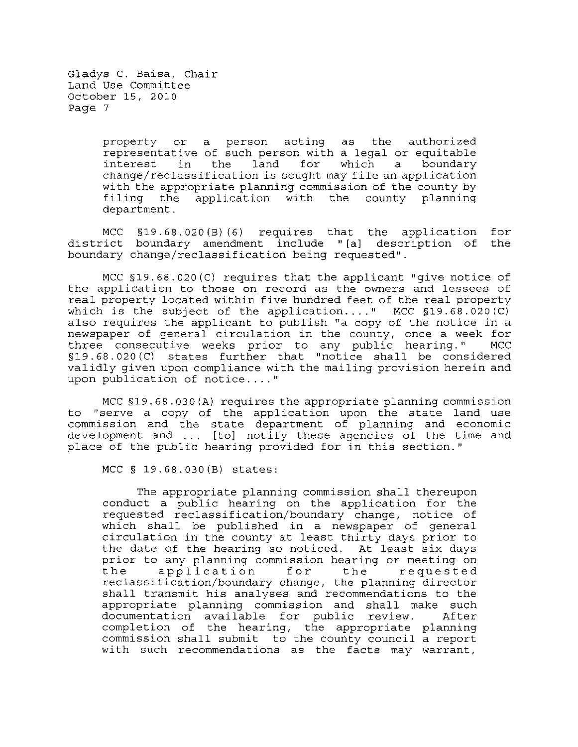property or a person acting as the authorized representative of such person with a legal or equitable interest in the land for which a boundary change/reclassification is sought may file an application with the appropriate planning commission of the county by filing the application with the county planning department.

MCC §19.68.020(B)(6) requires that the application for district boundary amendment include "[a] description of the boundary change/reclassification being requested".

MCC §19.68.020(C) requires that the applicant "give notice of the application to those on record as the owners and lessees of real property located within five hundred feet of the real property which is the subject of the application...." MCC §19.68.020(C) also requires the applicant to publish "a copy of the notice in a newspaper of general circulation in the county, once a week for three consecutive weeks prior to any public hearing." MCC §19.68.020(C) states further that "notice shall be considered validly given upon compliance with the mailing provision herein and upon publication of notice...."

MCC §19.68.030(A) requires the appropriate planning commission to "serve a copy of the application upon the state land use commission and the state department of planning and economic development and ... [to] notify these agencies of the time and place of the public hearing provided for in this section."

MCC § 19.68.030(B) states:

> The appropriate planning commission shall thereupon conduct a public hearing on the application for the requested reclassification/boundary change, notice of which shall be published in a newspaper of general circulation in the county at least thirty days prior to the date of the hearing so noticed. At least six days prior to any planning commission hearing or meeting on the application for the requested reclassification/boundary change, the planning director shall transmit his analyses and recommendations to the appropriate planning commission and shall make such documentation available for public review. After completion of the hearing, the appropriate planning commission shall submit to the county council a report with such recommendations as the facts may warrant,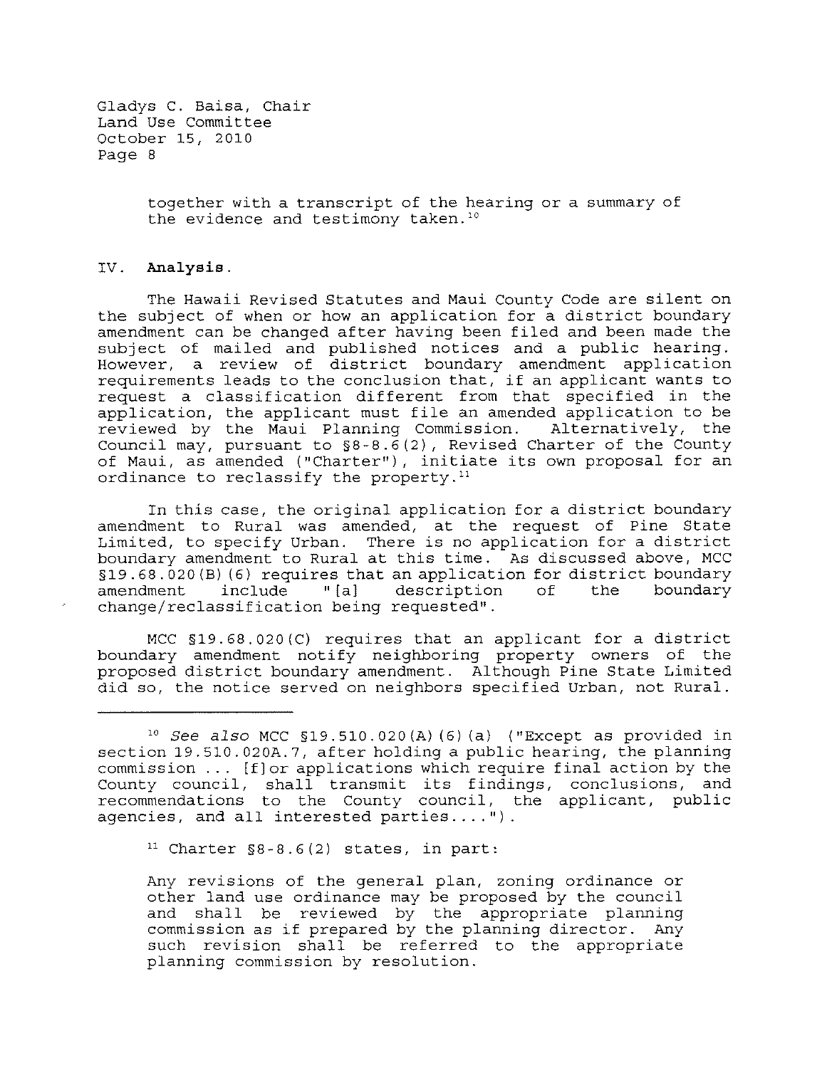together with a transcript of the hearing or a summary of the evidence and testimony taken.[10]

## IV. Analysis.

The Hawaii Revised Statutes and Maui County Code are silent on the subject of when or how an application for a district boundary amendment can be changed after having been filed and been made the subject of mailed and published notices and a public hearing. However, a review of district boundary amendment application requirements leads to the conclusion that, if an applicant wants to request a classification different from that specified in the application, the applicant must file an amended application to be reviewed by the Maui Planning Commission. Alternatively, the Council may, pursuant to §8-8.6(2), Revised Charter of the County of Maui, as amended ("Charter"), initiate its own proposal for an ordinance to reclassify the property.[11]

In this case, the original application for a district boundary amendment to Rural was amended, at the request of Pine State Limited, to specify Urban. There is no application for a district boundary amendment to Rural at this time. As discussed above, MCC §19.68.020(B)(6) requires that an application for district boundary amendment include "[a] description of the boundary change/reclassification being requested".

MCC §19.68.020(C) requires that an applicant for a district boundary amendment notify neighboring property owners of the proposed district boundary amendment. Although Pine State Limited did so, the notice served on neighbors specified Urban, not Rural.

---

[10] *See also* MCC §19.510.020(A)(6)(a) ("Except as provided in section 19.510.020A.7, after holding a public hearing, the planning commission ... [f]or applications which require final action by the County council, shall transmit its findings, conclusions, and recommendations to the County council, the applicant, public agencies, and all interested parties....").

[11] Charter §8-8.6(2) states, in part:

> Any revisions of the general plan, zoning ordinance or other land use ordinance may be proposed by the council and shall be reviewed by the appropriate planning commission as if prepared by the planning director. Any such revision shall be referred to the appropriate planning commission by resolution.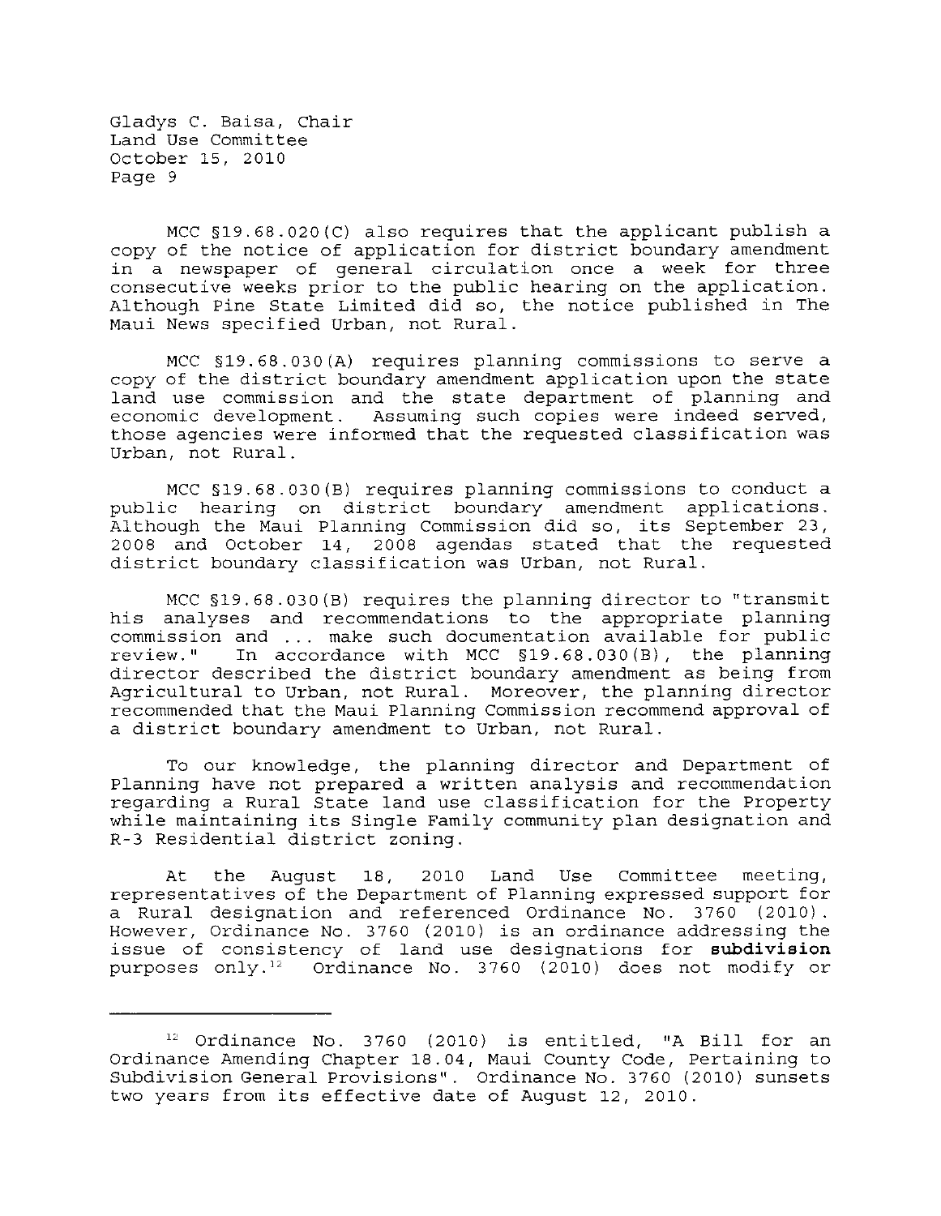MCC §19.68.020(C) also requires that the applicant publish a copy of the notice of application for district boundary amendment in a newspaper of general circulation once a week for three consecutive weeks prior to the public hearing on the application. Although Pine State Limited did so, the notice published in The Maui News specified Urban, not Rural.

MCC §19.68.030(A) requires planning commissions to serve a copy of the district boundary amendment application upon the state land use commission and the state department of planning and economic development. Assuming such copies were indeed served, those agencies were informed that the requested classification was Urban, not Rural.

MCC §19.68.030(B) requires planning commissions to conduct a public hearing on district boundary amendment applications. Although the Maui Planning Commission did so, its September 23, 2008 and October 14, 2008 agendas stated that the requested district boundary classification was Urban, not Rural.

MCC §19.68.030(B) requires the planning director to "transmit his analyses and recommendations to the appropriate planning commission and ... make such documentation available for public review." In accordance with MCC §19.68.030(B), the planning director described the district boundary amendment as being from Agricultural to Urban, not Rural. Moreover, the planning director recommended that the Maui Planning Commission recommend approval of a district boundary amendment to Urban, not Rural.

To our knowledge, the planning director and Department of Planning have not prepared a written analysis and recommendation regarding a Rural State land use classification for the Property while maintaining its Single Family community plan designation and R-3 Residential district zoning.

At the August 18, 2010 Land Use Committee meeting, representatives of the Department of Planning expressed support for a Rural designation and referenced Ordinance No. 3760 (2010). However, Ordinance No. 3760 (2010) is an ordinance addressing the issue of consistency of land use designations for **subdivision** purposes only.[12] Ordinance No. 3760 (2010) does not modify or

---

[12] Ordinance No. 3760 (2010) is entitled, "A Bill for an Ordinance Amending Chapter 18.04, Maui County Code, Pertaining to Subdivision General Provisions". Ordinance No. 3760 (2010) sunsets two years from its effective date of August 12, 2010.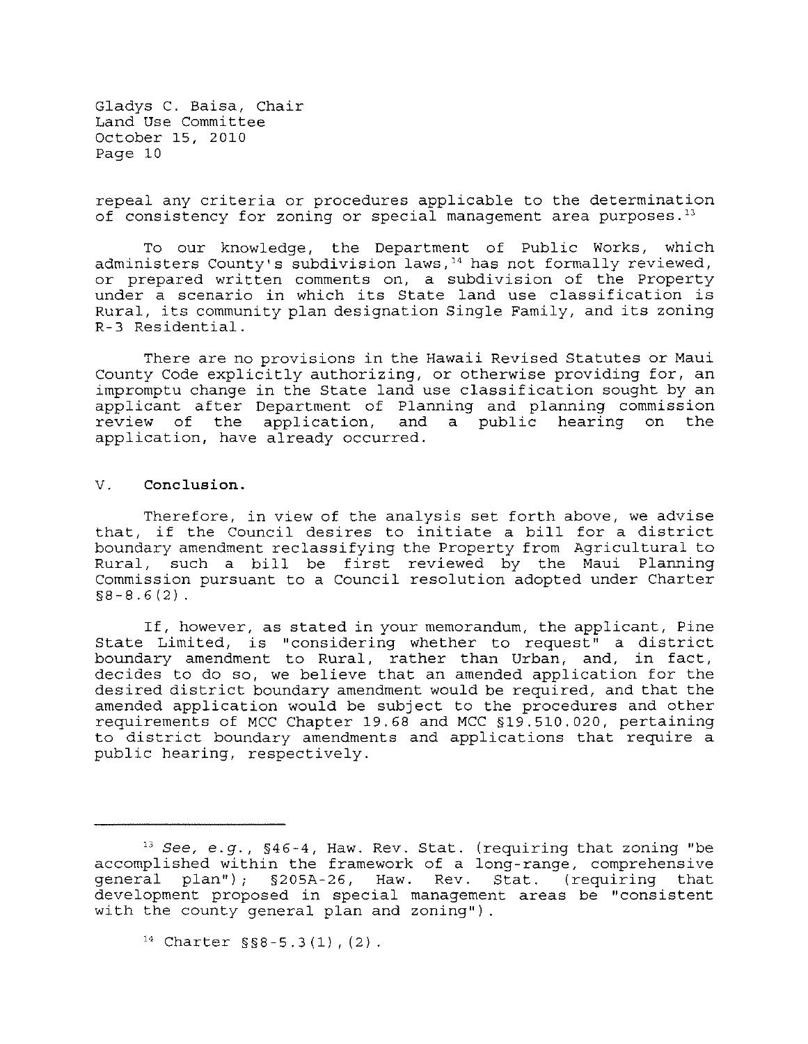repeal any criteria or procedures applicable to the determination of consistency for zoning or special management area purposes.[13]

To our knowledge, the Department of Public Works, which administers County's subdivision laws,[14] has not formally reviewed, or prepared written comments on, a subdivision of the Property under a scenario in which its State land use classification is Rural, its community plan designation Single Family, and its zoning R-3 Residential.

There are no provisions in the Hawaii Revised Statutes or Maui County Code explicitly authorizing, or otherwise providing for, an impromptu change in the State land use classification sought by an applicant after Department of Planning and planning commission review of the application, and a public hearing on the application, have already occurred.

## V. **Conclusion.**

Therefore, in view of the analysis set forth above, we advise that, if the Council desires to initiate a bill for a district boundary amendment reclassifying the Property from Agricultural to Rural, such a bill be first reviewed by the Maui Planning Commission pursuant to a Council resolution adopted under Charter §8-8.6(2).

If, however, as stated in your memorandum, the applicant, Pine State Limited, is "considering whether to request" a district boundary amendment to Rural, rather than Urban, and, in fact, decides to do so, we believe that an amended application for the desired district boundary amendment would be required, and that the amended application would be subject to the procedures and other requirements of MCC Chapter 19.68 and MCC §19.510.020, pertaining to district boundary amendments and applications that require a public hearing, respectively.

---

[13] *See, e.g.*, §46-4, Haw. Rev. Stat. (requiring that zoning "be accomplished within the framework of a long-range, comprehensive general plan"); §205A-26, Haw. Rev. Stat. (requiring that development proposed in special management areas be "consistent with the county general plan and zoning").

[14] Charter §§8-5.3(1),(2).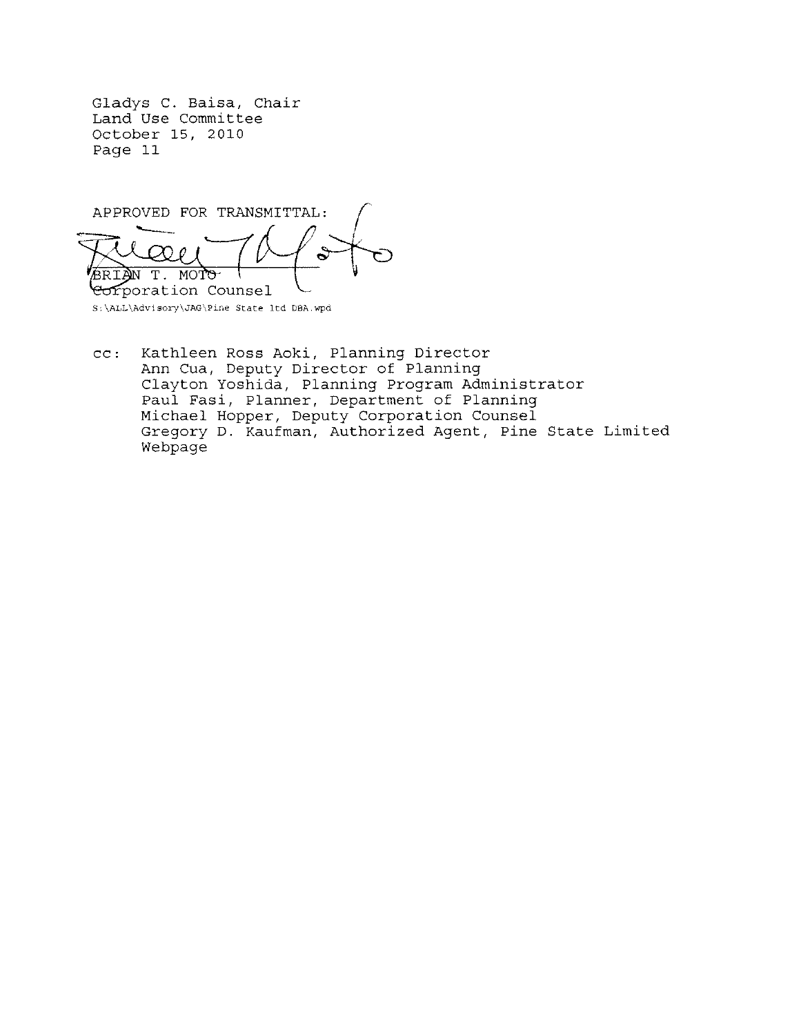APPROVED FOR TRANSMITTAL:

BRIAN T. MOTO
Corporation Counsel

S:\ALL\Advisory\JAG\Pine State ltd DBA.wpd

cc: Kathleen Ross Aoki, Planning Director
Ann Cua, Deputy Director of Planning
Clayton Yoshida, Planning Program Administrator
Paul Fasi, Planner, Department of Planning
Michael Hopper, Deputy Corporation Counsel
Gregory D. Kaufman, Authorized Agent, Pine State Limited
Webpage